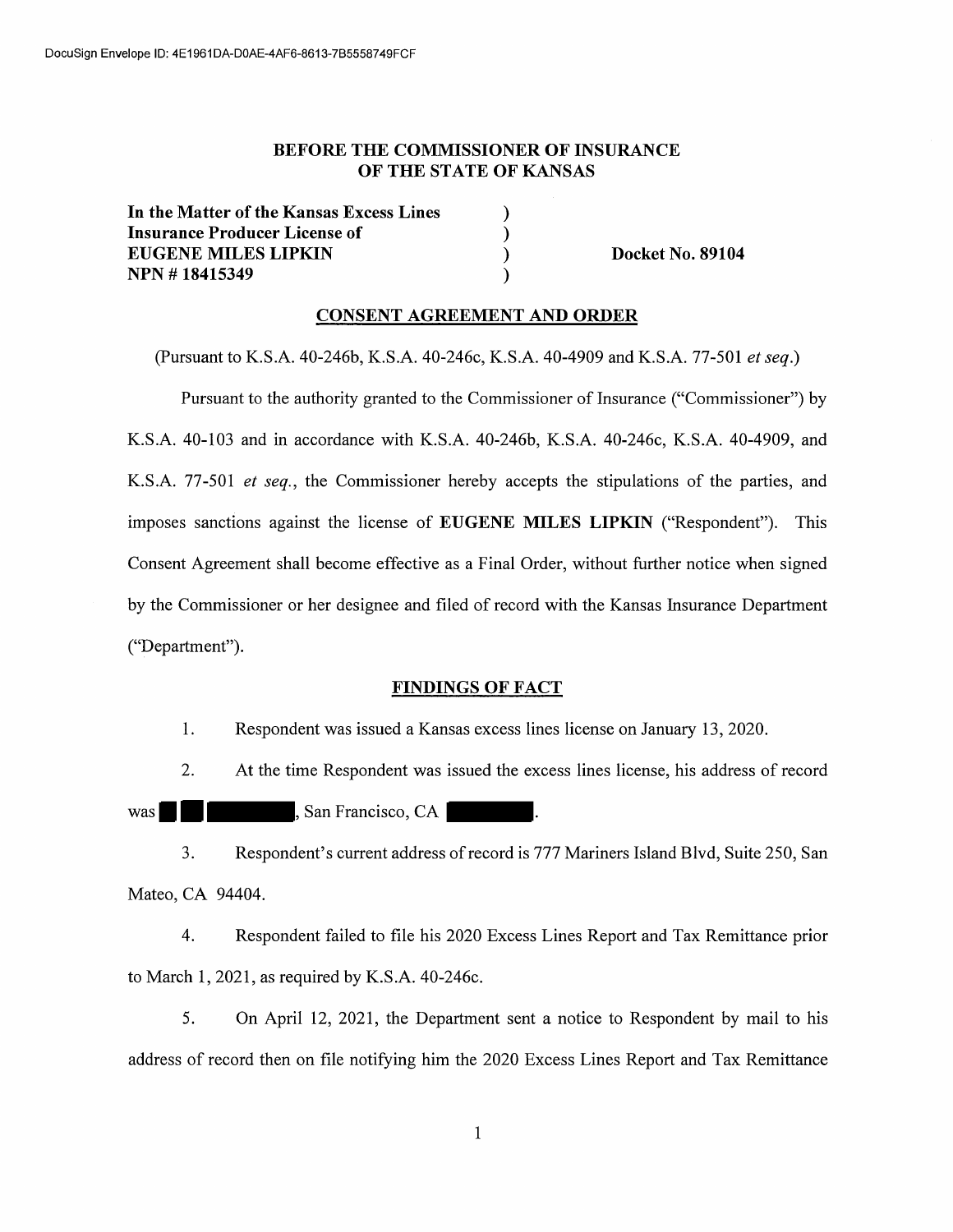DocuSign Envelope ID: 4E1961DA-D0AE-4AF6-8613-7B5558749FCF

**BEFORE THE COMMISSIONER OF INSURANCE**
**OF THE STATE OF KANSAS**

| | | |
|---|---|---|
| **In the Matter of the Kansas Excess Lines** | ) | |
| **Insurance Producer License of** | ) | |
| **EUGENE MILES LIPKIN** | ) | **Docket No. 89104** |
| **NPN # 18415349** | ) | |

**CONSENT AGREEMENT AND ORDER**

(Pursuant to K.S.A. 40-246b, K.S.A. 40-246c, K.S.A. 40-4909 and K.S.A. 77-501 *et seq.*)

Pursuant to the authority granted to the Commissioner of Insurance ("Commissioner") by K.S.A. 40-103 and in accordance with K.S.A. 40-246b, K.S.A. 40-246c, K.S.A. 40-4909, and K.S.A. 77-501 *et seq.*, the Commissioner hereby accepts the stipulations of the parties, and imposes sanctions against the license of **EUGENE MILES LIPKIN** ("Respondent"). This Consent Agreement shall become effective as a Final Order, without further notice when signed by the Commissioner or her designee and filed of record with the Kansas Insurance Department ("Department").

**FINDINGS OF FACT**

1. Respondent was issued a Kansas excess lines license on January 13, 2020.

2. At the time Respondent was issued the excess lines license, his address of record was [REDACTED], San Francisco, CA [REDACTED].

3. Respondent's current address of record is 777 Mariners Island Blvd, Suite 250, San Mateo, CA 94404.

4. Respondent failed to file his 2020 Excess Lines Report and Tax Remittance prior to March 1, 2021, as required by K.S.A. 40-246c.

5. On April 12, 2021, the Department sent a notice to Respondent by mail to his address of record then on file notifying him the 2020 Excess Lines Report and Tax Remittance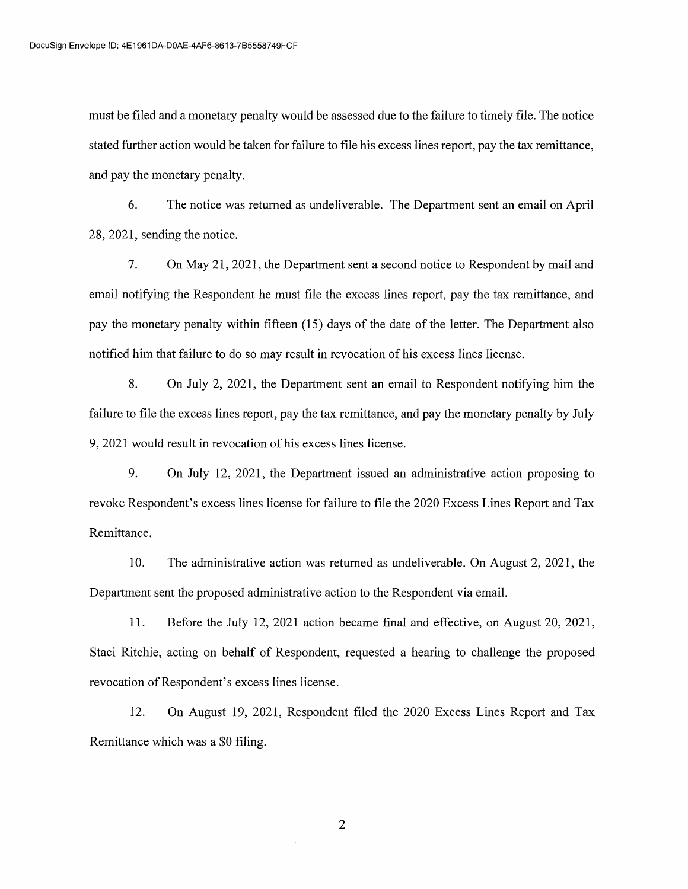must be filed and a monetary penalty would be assessed due to the failure to timely file. The notice stated further action would be taken for failure to file his excess lines report, pay the tax remittance, and pay the monetary penalty.

6. The notice was returned as undeliverable. The Department sent an email on April 28, 2021, sending the notice.

7. On May 21, 2021, the Department sent a second notice to Respondent by mail and email notifying the Respondent he must file the excess lines report, pay the tax remittance, and pay the monetary penalty within fifteen (15) days of the date of the letter. The Department also notified him that failure to do so may result in revocation of his excess lines license.

8. On July 2, 2021, the Department sent an email to Respondent notifying him the failure to file the excess lines report, pay the tax remittance, and pay the monetary penalty by July 9, 2021 would result in revocation of his excess lines license.

9. On July 12, 2021, the Department issued an administrative action proposing to revoke Respondent's excess lines license for failure to file the 2020 Excess Lines Report and Tax Remittance.

10. The administrative action was returned as undeliverable. On August 2, 2021, the Department sent the proposed administrative action to the Respondent via email.

11. Before the July 12, 2021 action became final and effective, on August 20, 2021, Staci Ritchie, acting on behalf of Respondent, requested a hearing to challenge the proposed revocation of Respondent's excess lines license.

12. On August 19, 2021, Respondent filed the 2020 Excess Lines Report and Tax Remittance which was a $0 filing.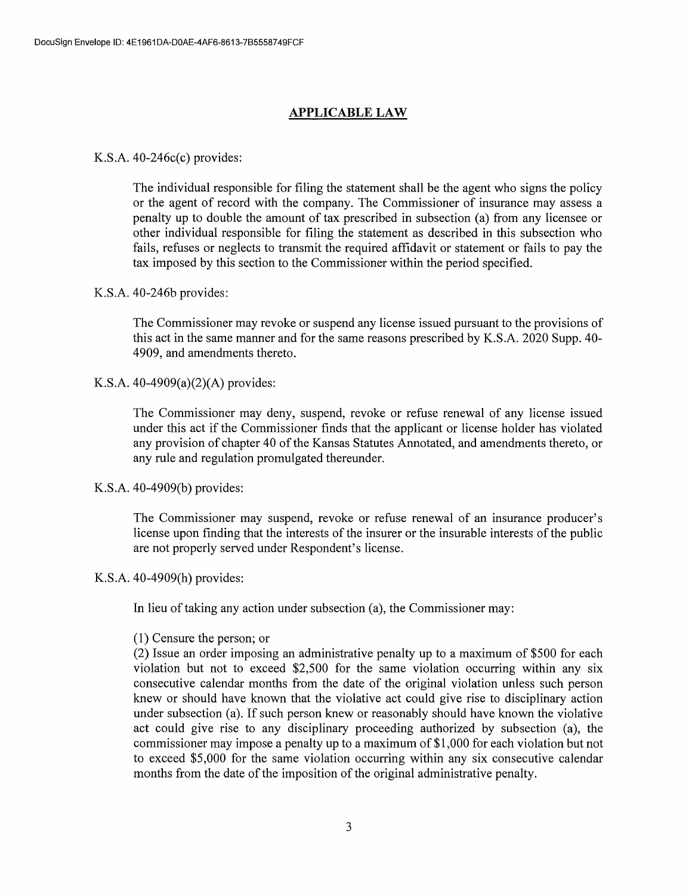## APPLICABLE LAW

K.S.A. 40-246c(c) provides:

> The individual responsible for filing the statement shall be the agent who signs the policy or the agent of record with the company. The Commissioner of insurance may assess a penalty up to double the amount of tax prescribed in subsection (a) from any licensee or other individual responsible for filing the statement as described in this subsection who fails, refuses or neglects to transmit the required affidavit or statement or fails to pay the tax imposed by this section to the Commissioner within the period specified.

K.S.A. 40-246b provides:

> The Commissioner may revoke or suspend any license issued pursuant to the provisions of this act in the same manner and for the same reasons prescribed by K.S.A. 2020 Supp. 40-4909, and amendments thereto.

K.S.A. 40-4909(a)(2)(A) provides:

> The Commissioner may deny, suspend, revoke or refuse renewal of any license issued under this act if the Commissioner finds that the applicant or license holder has violated any provision of chapter 40 of the Kansas Statutes Annotated, and amendments thereto, or any rule and regulation promulgated thereunder.

K.S.A. 40-4909(b) provides:

> The Commissioner may suspend, revoke or refuse renewal of an insurance producer's license upon finding that the interests of the insurer or the insurable interests of the public are not properly served under Respondent's license.

K.S.A. 40-4909(h) provides:

> In lieu of taking any action under subsection (a), the Commissioner may:
>
> (1) Censure the person; or
> (2) Issue an order imposing an administrative penalty up to a maximum of $500 for each violation but not to exceed $2,500 for the same violation occurring within any six consecutive calendar months from the date of the original violation unless such person knew or should have known that the violative act could give rise to disciplinary action under subsection (a). If such person knew or reasonably should have known the violative act could give rise to any disciplinary proceeding authorized by subsection (a), the commissioner may impose a penalty up to a maximum of $1,000 for each violation but not to exceed $5,000 for the same violation occurring within any six consecutive calendar months from the date of the imposition of the original administrative penalty.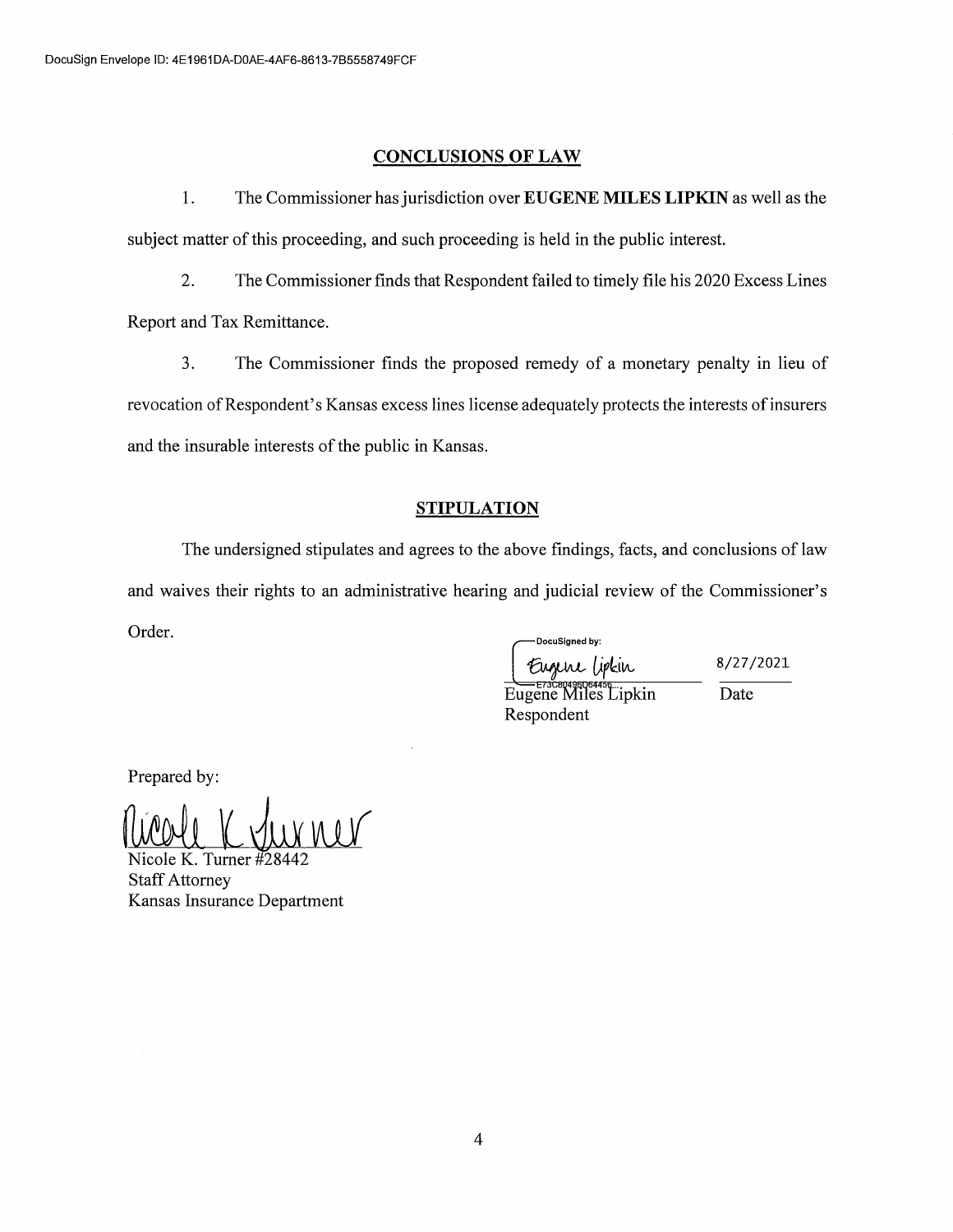DocuSign Envelope ID: 4E1961DA-D0AE-4AF6-8613-7B5558749FCF

## CONCLUSIONS OF LAW

1. The Commissioner has jurisdiction over **EUGENE MILES LIPKIN** as well as the subject matter of this proceeding, and such proceeding is held in the public interest.

2. The Commissioner finds that Respondent failed to timely file his 2020 Excess Lines Report and Tax Remittance.

3. The Commissioner finds the proposed remedy of a monetary penalty in lieu of revocation of Respondent's Kansas excess lines license adequately protects the interests of insurers and the insurable interests of the public in Kansas.

## STIPULATION

The undersigned stipulates and agrees to the above findings, facts, and conclusions of law and waives their rights to an administrative hearing and judicial review of the Commissioner's Order.

DocuSigned by:

Eugene Lipkin

E73C80496D64456...

Eugene Miles Lipkin
Respondent

8/27/2021
Date

Prepared by:

Nicole K. Turner

Nicole K. Turner #28442
Staff Attorney
Kansas Insurance Department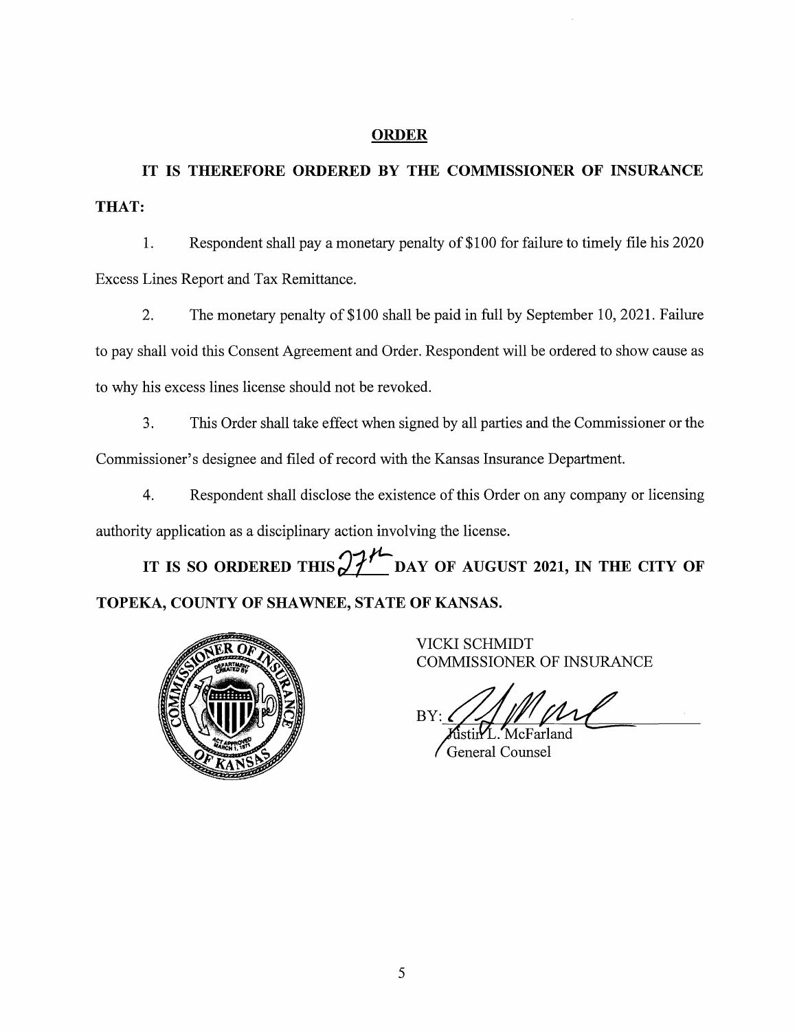## ORDER

**IT IS THEREFORE ORDERED BY THE COMMISSIONER OF INSURANCE THAT:**

1. Respondent shall pay a monetary penalty of $100 for failure to timely file his 2020 Excess Lines Report and Tax Remittance.

2. The monetary penalty of $100 shall be paid in full by September 10, 2021. Failure to pay shall void this Consent Agreement and Order. Respondent will be ordered to show cause as to why his excess lines license should not be revoked.

3. This Order shall take effect when signed by all parties and the Commissioner or the Commissioner's designee and filed of record with the Kansas Insurance Department.

4. Respondent shall disclose the existence of this Order on any company or licensing authority application as a disciplinary action involving the license.

**IT IS SO ORDERED THIS 27th DAY OF AUGUST 2021, IN THE CITY OF TOPEKA, COUNTY OF SHAWNEE, STATE OF KANSAS.**

VICKI SCHMIDT
COMMISSIONER OF INSURANCE

BY: ______________________
Justin L. McFarland
General Counsel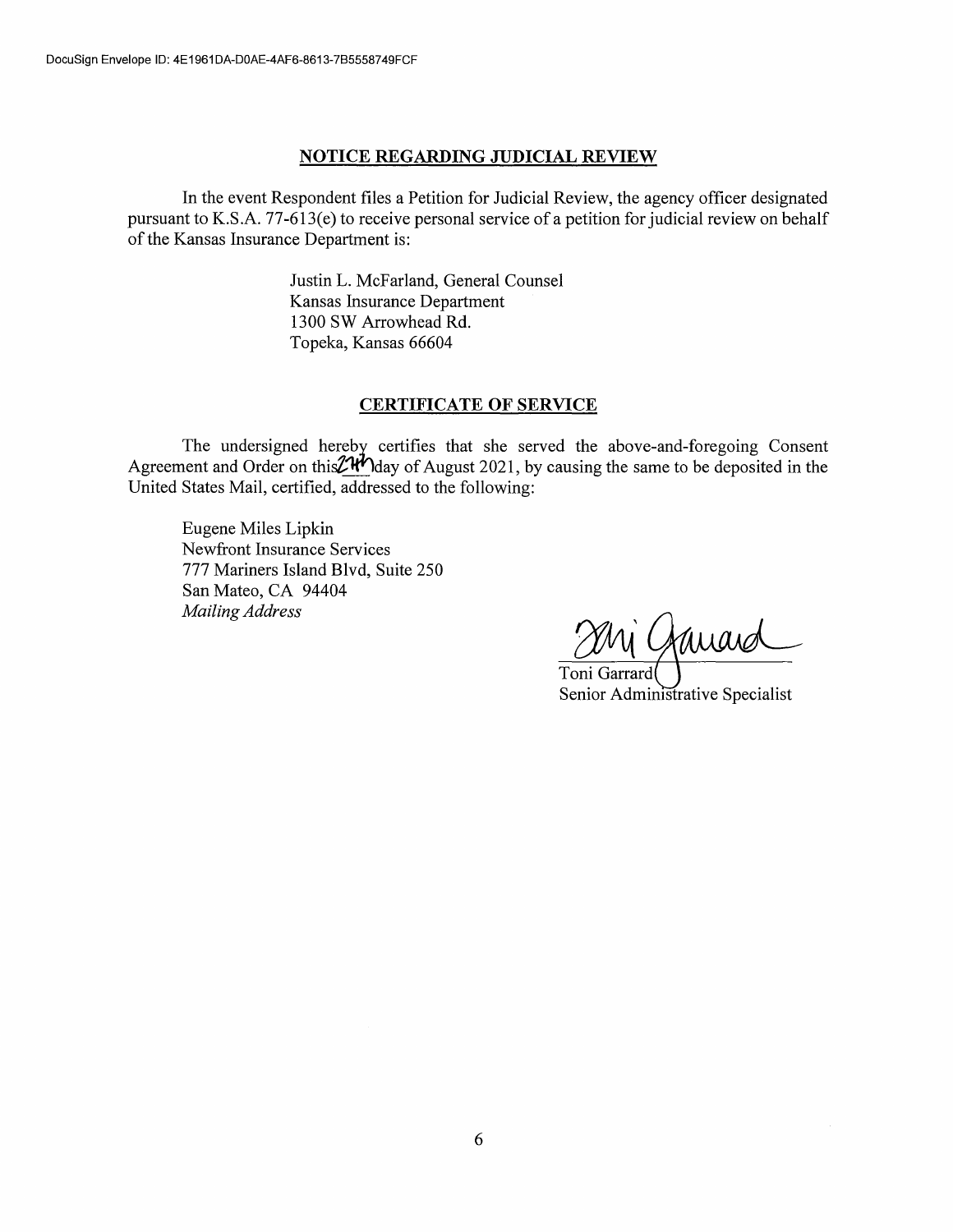DocuSign Envelope ID: 4E1961DA-D0AE-4AF6-8613-7B5558749FCF

## **NOTICE REGARDING JUDICIAL REVIEW**

In the event Respondent files a Petition for Judicial Review, the agency officer designated pursuant to K.S.A. 77-613(e) to receive personal service of a petition for judicial review on behalf of the Kansas Insurance Department is:

> Justin L. McFarland, General Counsel
> Kansas Insurance Department
> 1300 SW Arrowhead Rd.
> Topeka, Kansas 66604

## **CERTIFICATE OF SERVICE**

The undersigned hereby certifies that she served the above-and-foregoing Consent Agreement and Order on this 24th day of August 2021, by causing the same to be deposited in the United States Mail, certified, addressed to the following:

> Eugene Miles Lipkin
> Newfront Insurance Services
> 777 Mariners Island Blvd, Suite 250
> San Mateo, CA 94404
> *Mailing Address*

Toni Garrard
Senior Administrative Specialist